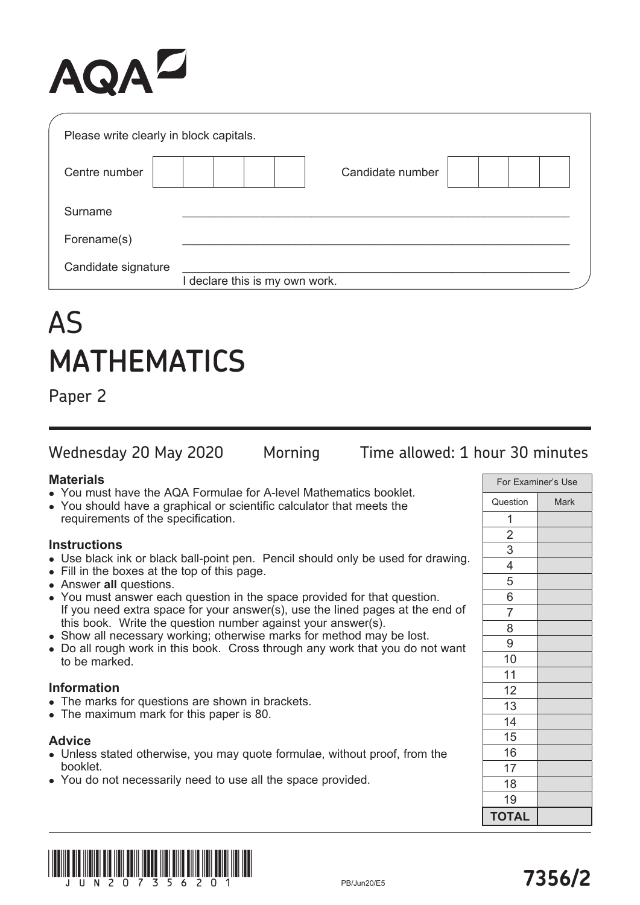AQA

Please write clearly in block capitals.

| Centre number | | | | | | Candidate number | | | | |
|---|---|---|---|---|---|---|---|---|---|---|

Surname ______________________________

Forename(s) ______________________________

Candidate signature ______________________________
I declare this is my own work.

# AS MATHEMATICS

## Paper 2

Wednesday 20 May 2020 Morning Time allowed: 1 hour 30 minutes

**Materials**
- You must have the AQA Formulae for A-level Mathematics booklet.
- You should have a graphical or scientific calculator that meets the requirements of the specification.

**Instructions**
- Use black ink or black ball-point pen. Pencil should only be used for drawing.
- Fill in the boxes at the top of this page.
- Answer **all** questions.
- You must answer each question in the space provided for that question. If you need extra space for your answer(s), use the lined pages at the end of this book. Write the question number against your answer(s).
- Show all necessary working; otherwise marks for method may be lost.
- Do all rough work in this book. Cross through any work that you do not want to be marked.

**Information**
- The marks for questions are shown in brackets.
- The maximum mark for this paper is 80.

**Advice**
- Unless stated otherwise, you may quote formulae, without proof, from the booklet.
- You do not necessarily need to use all the space provided.

| For Examiner's Use | |
|---|---|
| Question | Mark |
| 1 | |
| 2 | |
| 3 | |
| 4 | |
| 5 | |
| 6 | |
| 7 | |
| 8 | |
| 9 | |
| 10 | |
| 11 | |
| 12 | |
| 13 | |
| 14 | |
| 15 | |
| 16 | |
| 17 | |
| 18 | |
| 19 | |
| **TOTAL** | |

JUN2073562 01

PB/Jun20/E5

**7356/2**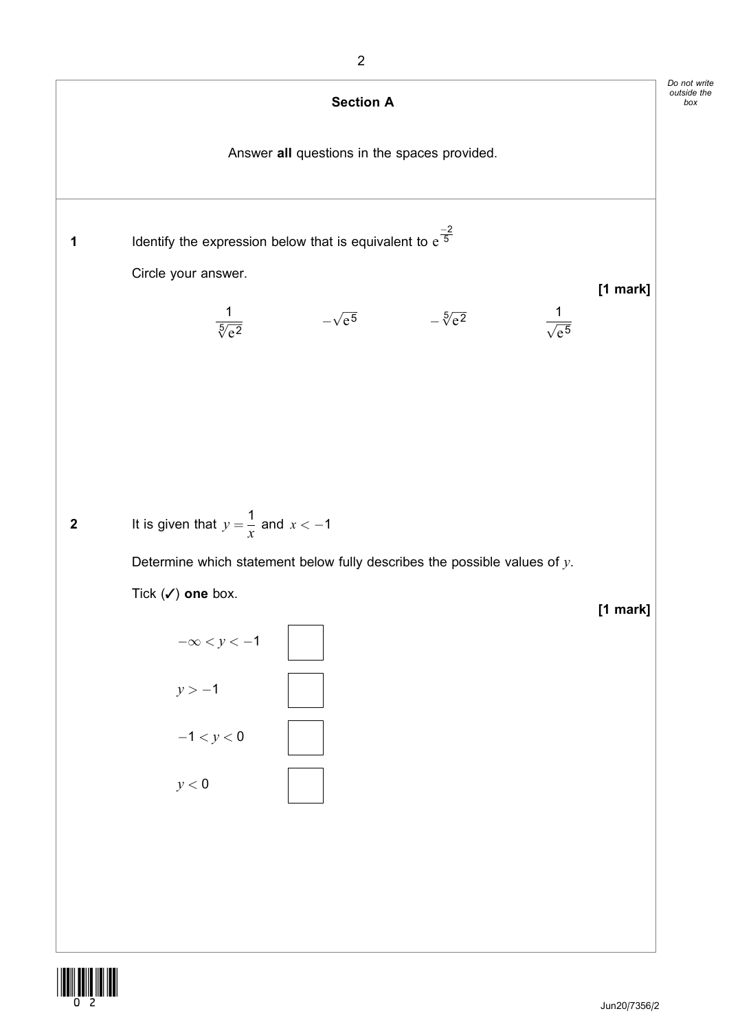## Section A

Answer **all** questions in the spaces provided.

**1** Identify the expression below that is equivalent to $e^{\frac{-2}{5}}$

Circle your answer.

**[1 mark]**

$\dfrac{1}{\sqrt[5]{e^2}}$ $\qquad -\sqrt{e^5}$ $\qquad -\sqrt[5]{e^2}$ $\qquad \dfrac{1}{\sqrt{e^5}}$

**2** It is given that $y = \dfrac{1}{x}$ and $x < -1$

Determine which statement below fully describes the possible values of $y$.

Tick (✓) **one** box.

**[1 mark]**

$-\infty < y < -1$ ☐

$y > -1$ ☐

$-1 < y < 0$ ☐

$y < 0$ ☐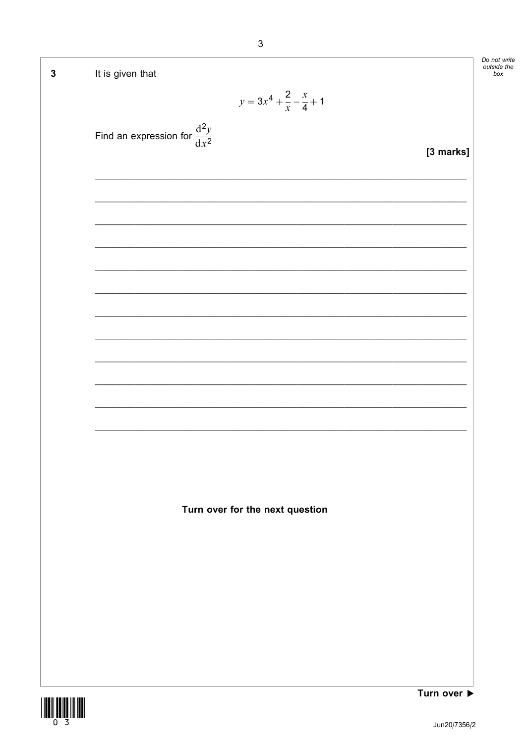**3** It is given that

$$y = 3x^4 + \frac{2}{x} - \frac{x}{4} + 1$$

Find an expression for $\frac{d^2y}{dx^2}$

**[3 marks]**

**Turn over for the next question**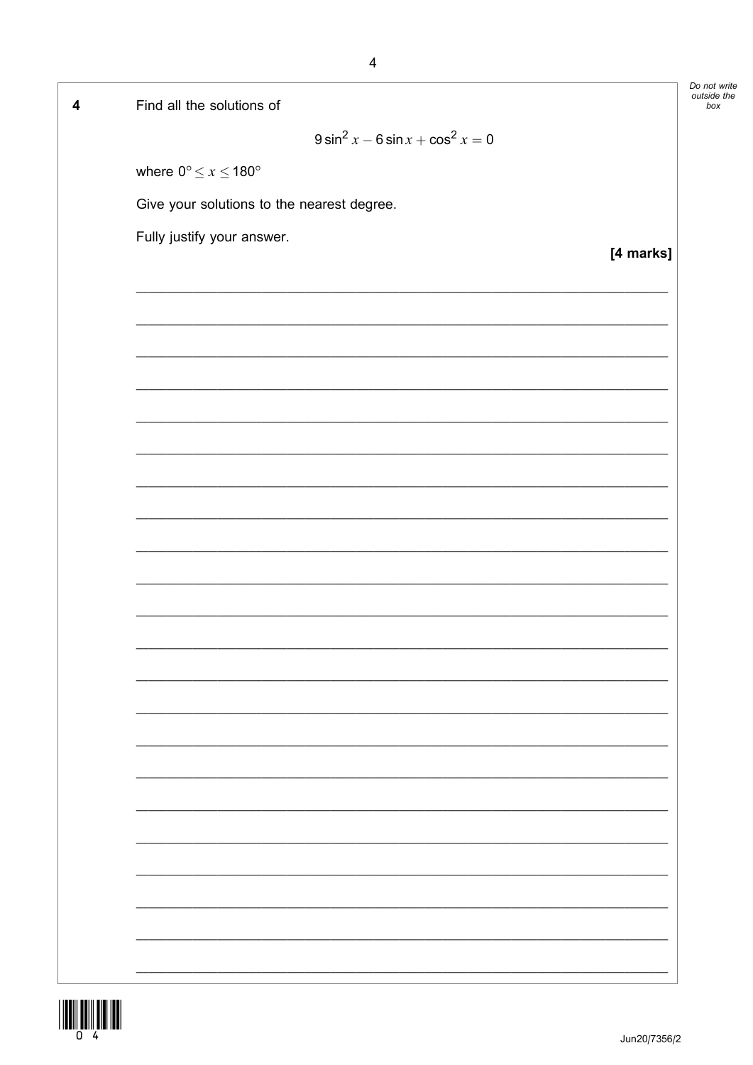**4** Find all the solutions of

$$9\sin^2 x - 6\sin x + \cos^2 x = 0$$

where $0° \leq x \leq 180°$

Give your solutions to the nearest degree.

Fully justify your answer.

**[4 marks]**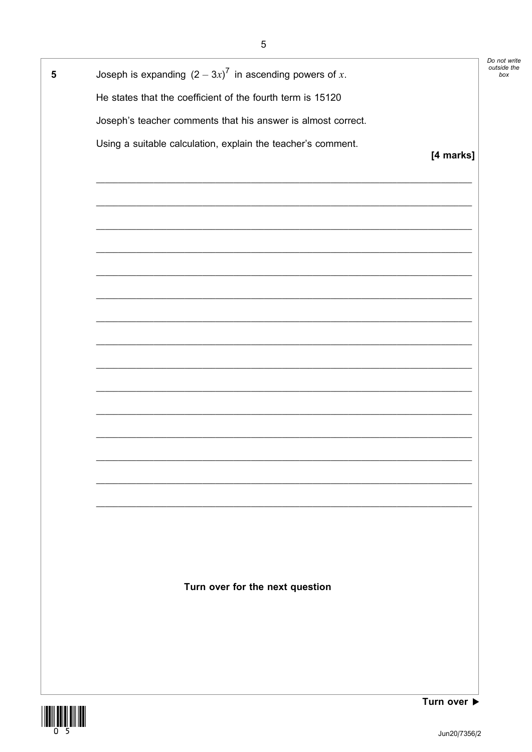**5** Joseph is expanding $(2 - 3x)^7$ in ascending powers of $x$.

He states that the coefficient of the fourth term is 15120

Joseph's teacher comments that his answer is almost correct.

Using a suitable calculation, explain the teacher's comment.

**[4 marks]**

Turn over for the next question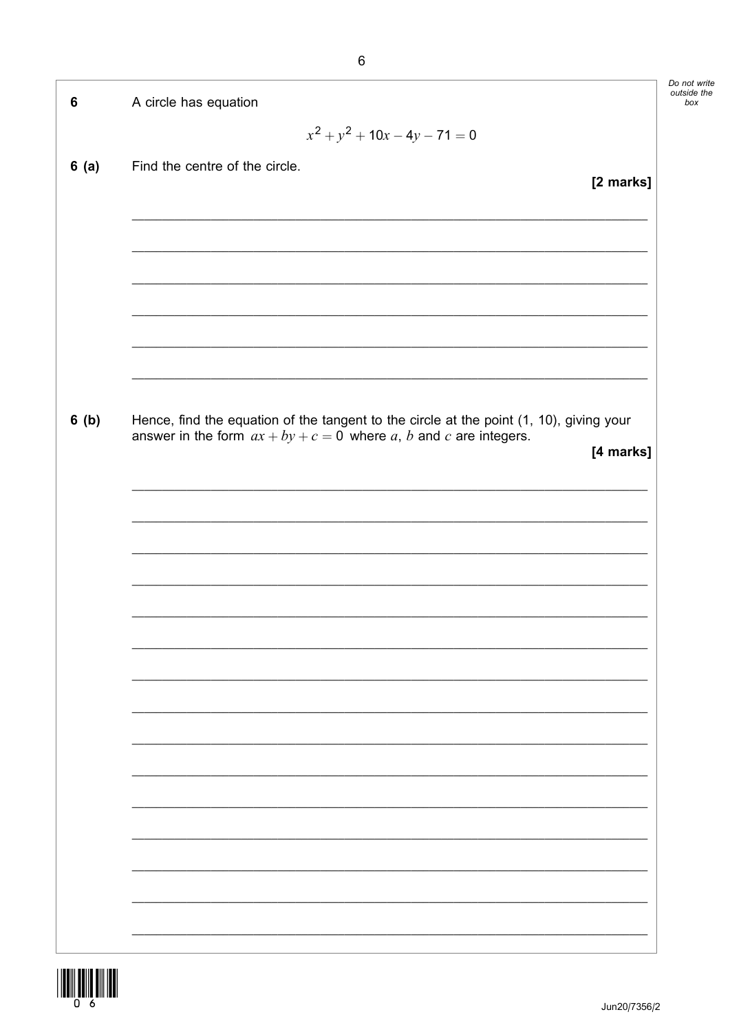**6** A circle has equation

$$x^2 + y^2 + 10x - 4y - 71 = 0$$

**6 (a)** Find the centre of the circle.

**[2 marks]**

**6 (b)** Hence, find the equation of the tangent to the circle at the point (1, 10), giving your answer in the form $ax + by + c = 0$ where $a$, $b$ and $c$ are integers.

**[4 marks]**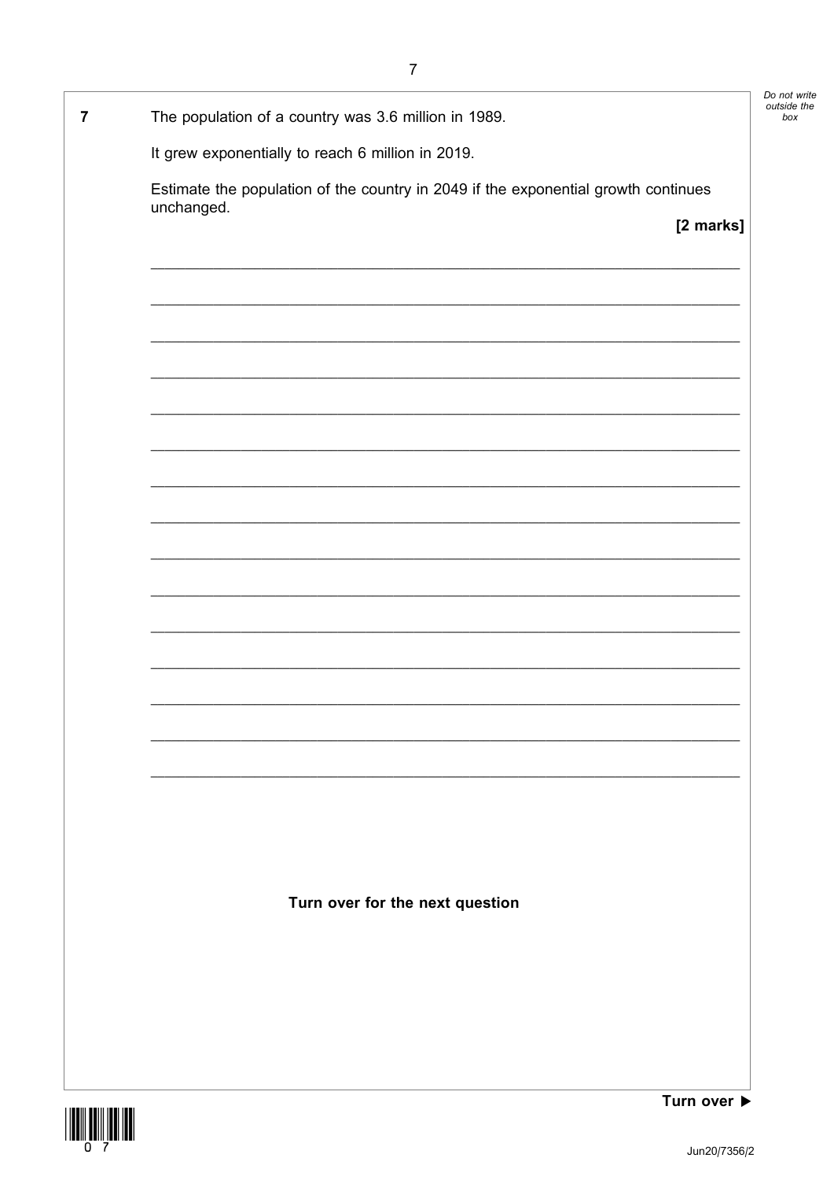**7** The population of a country was 3.6 million in 1989.

It grew exponentially to reach 6 million in 2019.

Estimate the population of the country in 2049 if the exponential growth continues unchanged.

**[2 marks]**

**Turn over for the next question**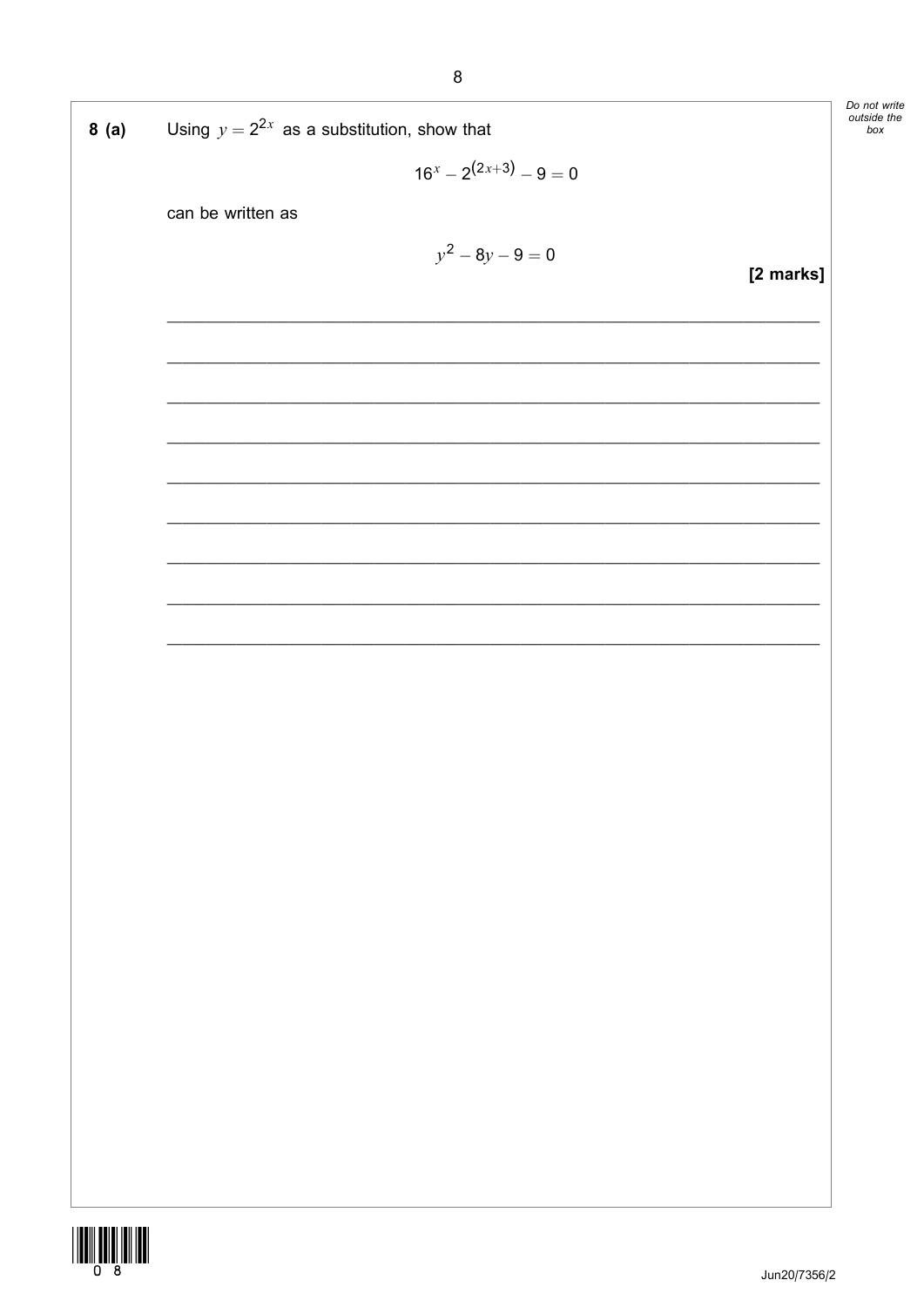**8 (a)** Using $y = 2^{2x}$ as a substitution, show that

$$16^x - 2^{(2x+3)} - 9 = 0$$

can be written as

$$y^2 - 8y - 9 = 0$$

**[2 marks]**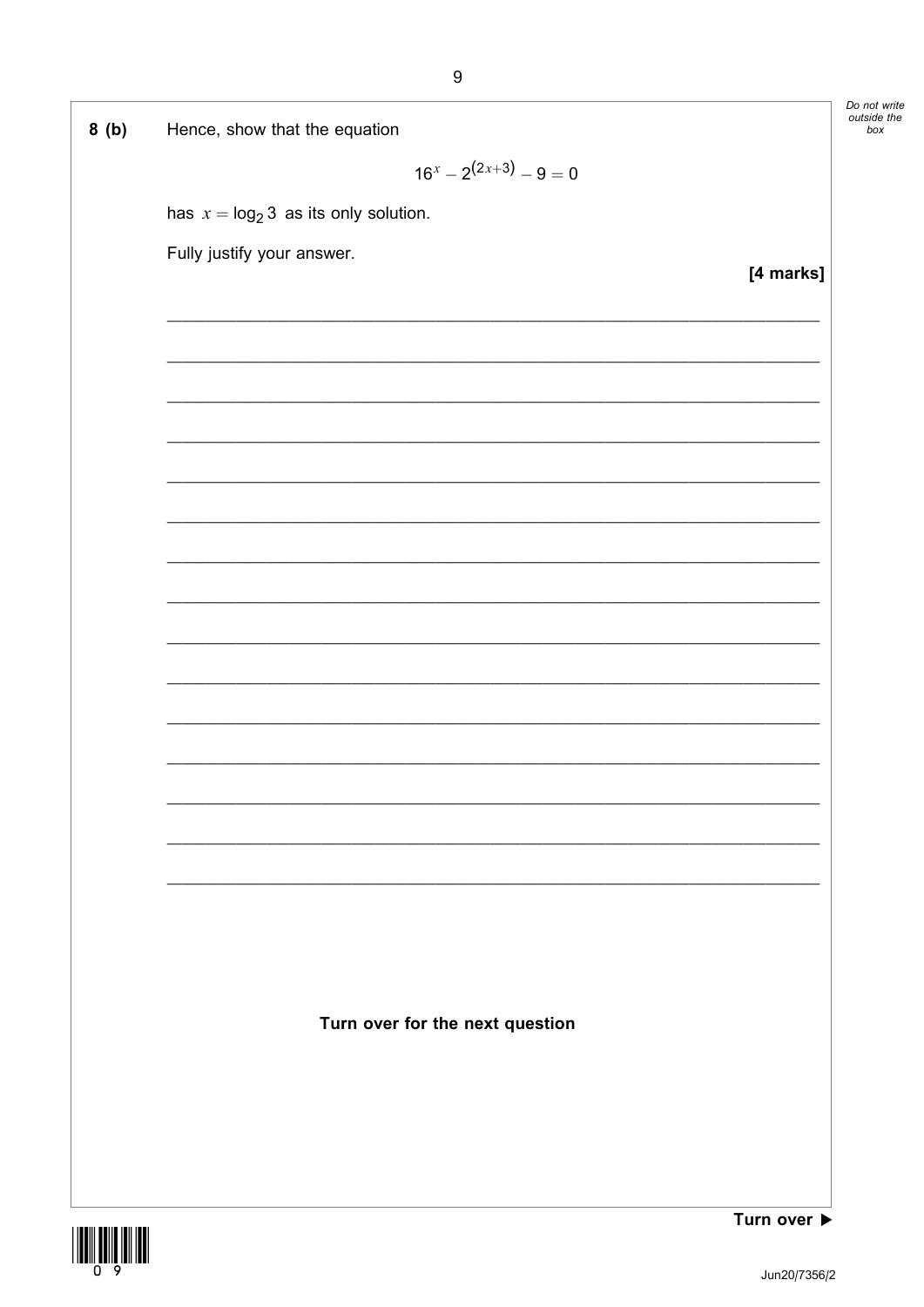**8 (b)** Hence, show that the equation

$$16^x - 2^{(2x+3)} - 9 = 0$$

has $x = \log_2 3$ as its only solution.

Fully justify your answer.

**[4 marks]**

**Turn over for the next question**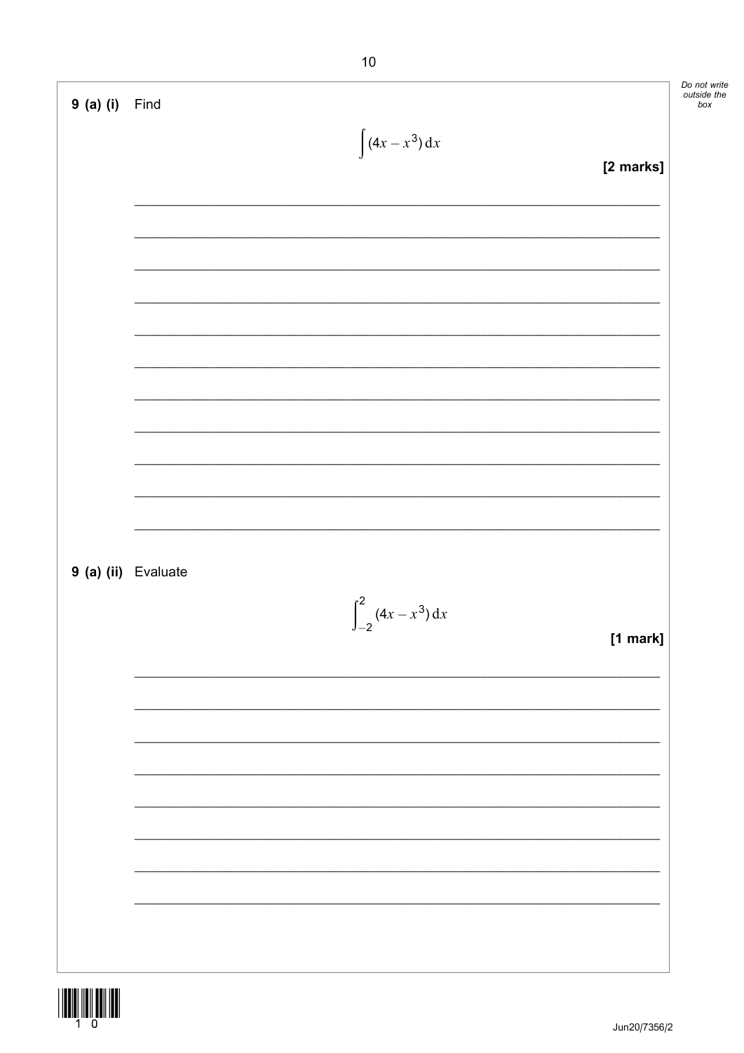**9 (a) (i)** Find

$$\int (4x - x^3)\,dx$$

**[2 marks]**

**9 (a) (ii)** Evaluate

$$\int_{-2}^{2} (4x - x^3)\,dx$$

**[1 mark]**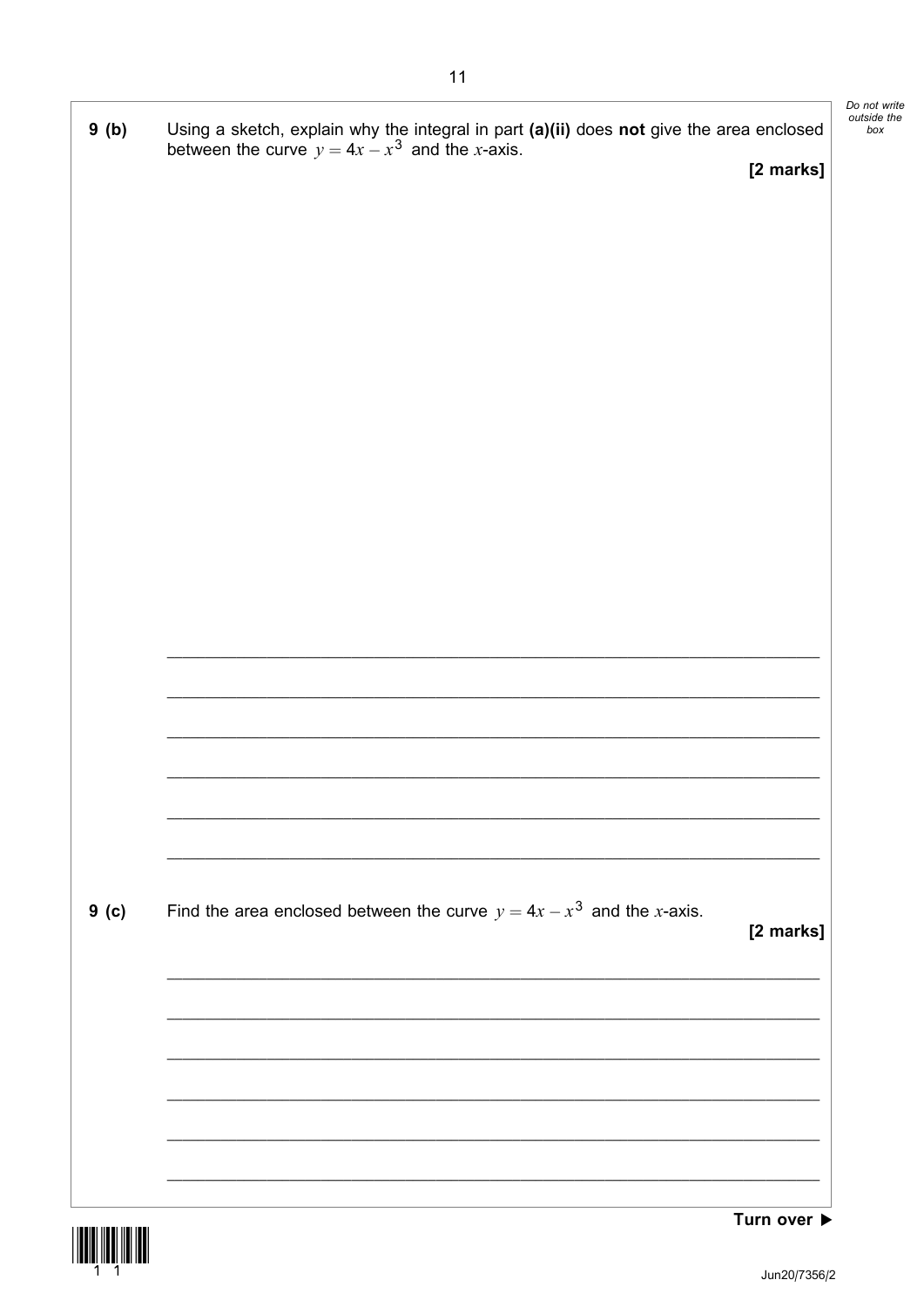**9 (b)** Using a sketch, explain why the integral in part **(a)(ii)** does **not** give the area enclosed between the curve $y = 4x - x^3$ and the $x$-axis.

**[2 marks]**

**9 (c)** Find the area enclosed between the curve $y = 4x - x^3$ and the $x$-axis.

**[2 marks]**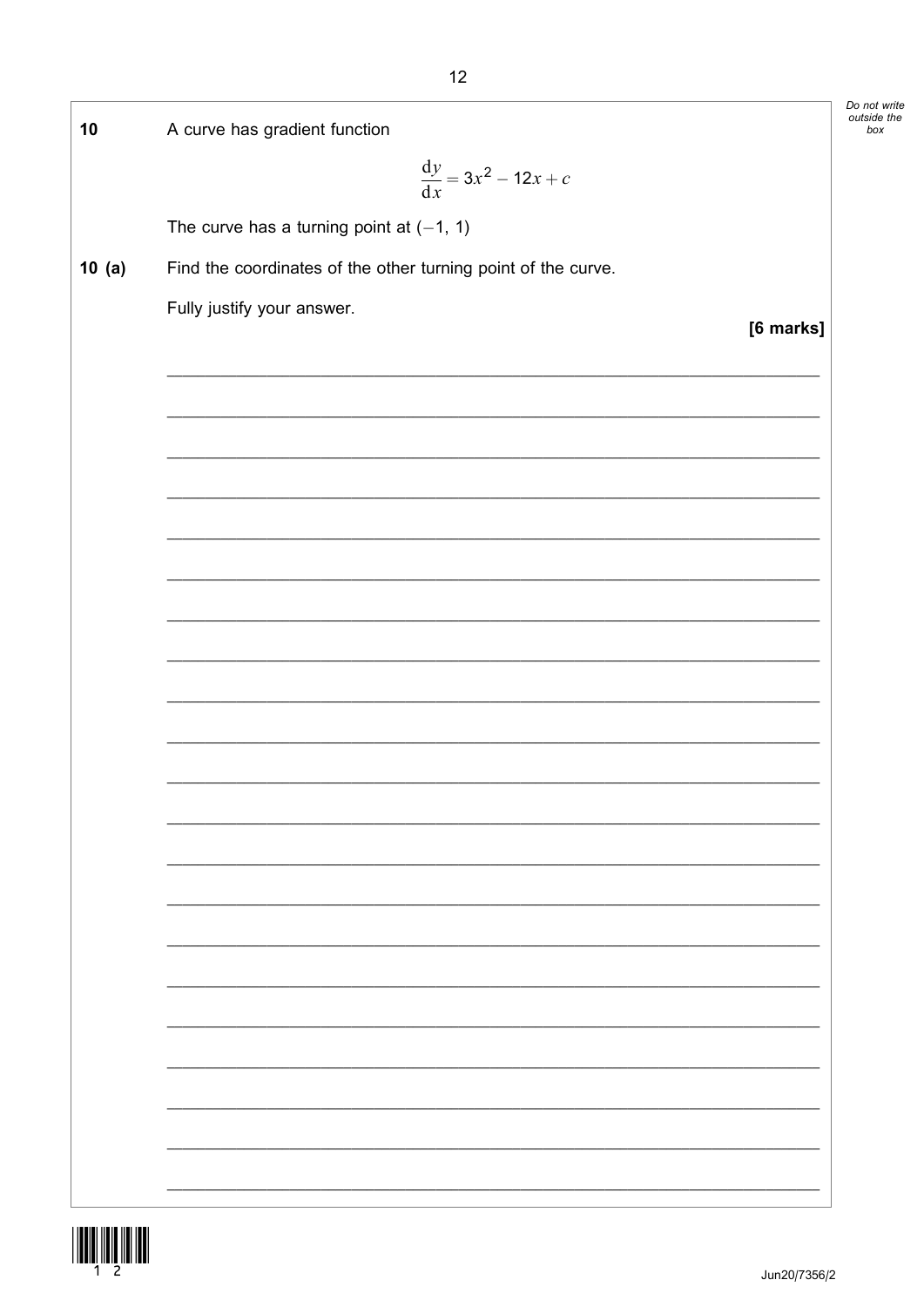**10** A curve has gradient function

$$\frac{dy}{dx} = 3x^2 - 12x + c$$

The curve has a turning point at $(-1, 1)$

**10 (a)** Find the coordinates of the other turning point of the curve.

Fully justify your answer.

**[6 marks]**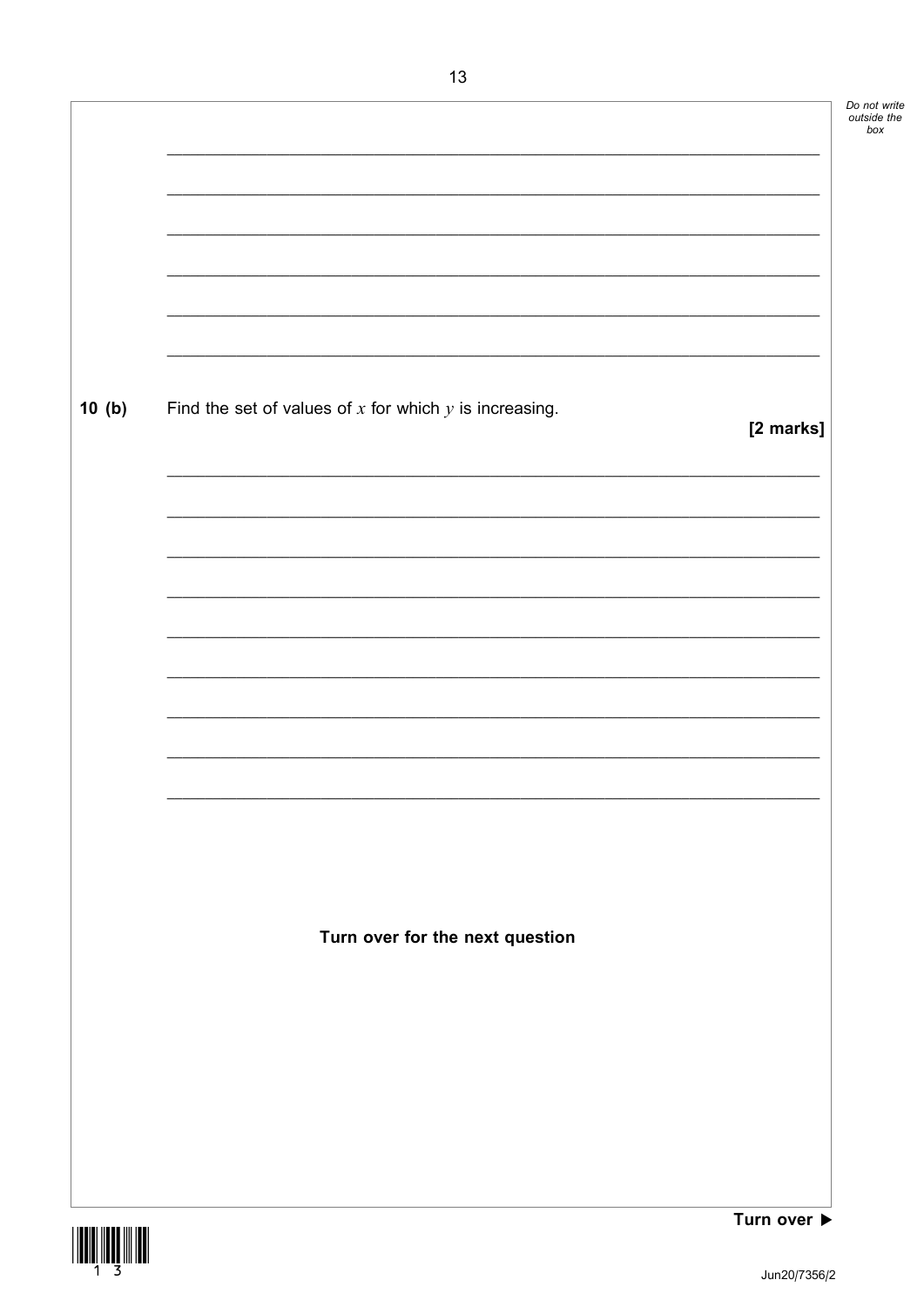**10 (b)** Find the set of values of $x$ for which $y$ is increasing.

**[2 marks]**

**Turn over for the next question**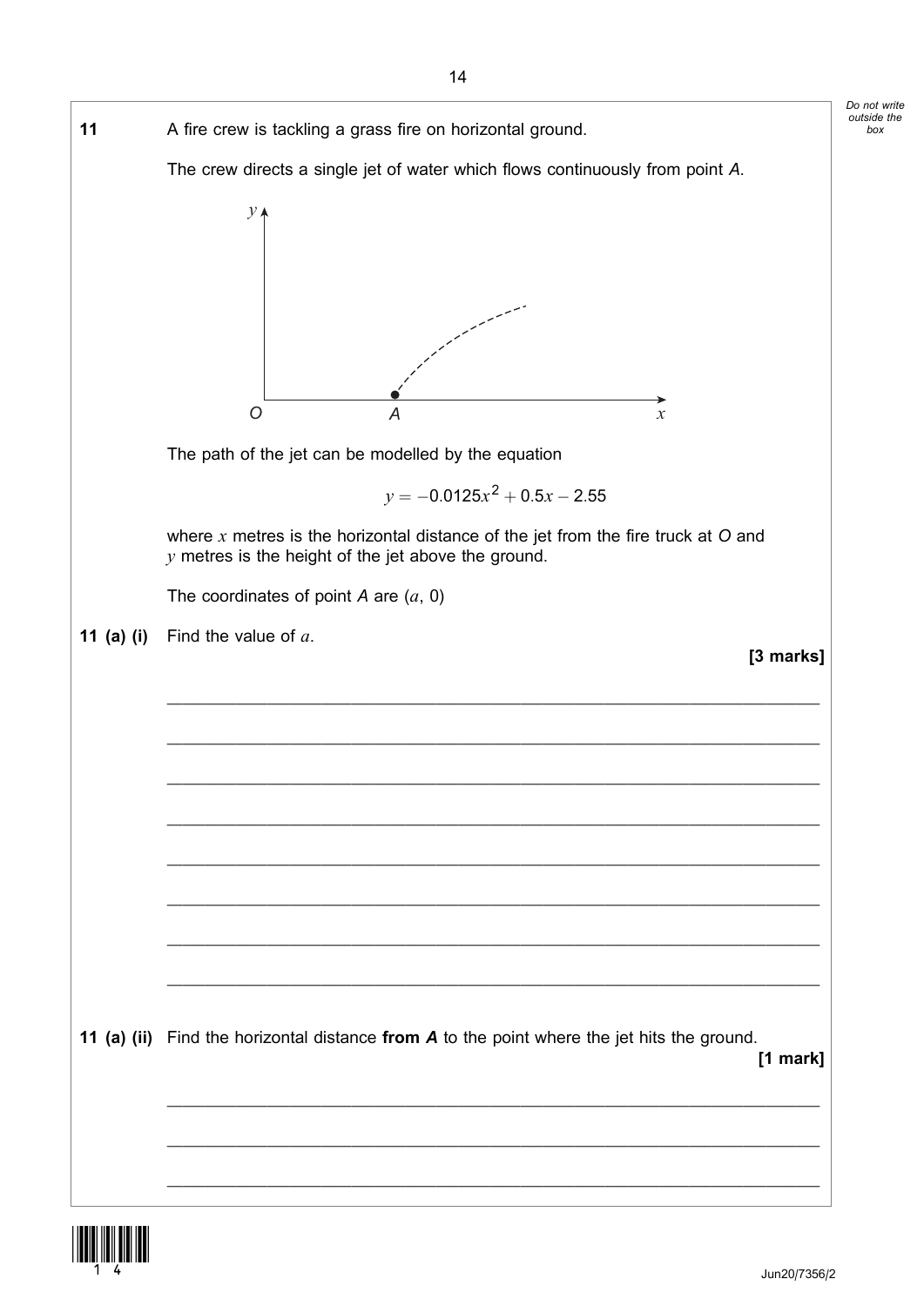**11** A fire crew is tackling a grass fire on horizontal ground.

The crew directs a single jet of water which flows continuously from point *A*.

The path of the jet can be modelled by the equation

$$y = -0.0125x^2 + 0.5x - 2.55$$

where $x$ metres is the horizontal distance of the jet from the fire truck at *O* and $y$ metres is the height of the jet above the ground.

The coordinates of point *A* are $(a, 0)$

**11 (a) (i)** Find the value of $a$.

**[3 marks]**

**11 (a) (ii)** Find the horizontal distance **from *A*** to the point where the jet hits the ground.

**[1 mark]**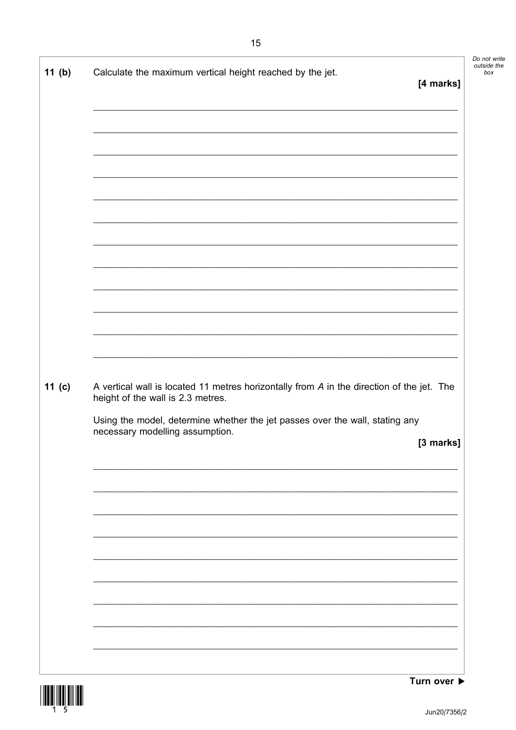**11 (b)** Calculate the maximum vertical height reached by the jet.

**[4 marks]**

**11 (c)** A vertical wall is located 11 metres horizontally from *A* in the direction of the jet. The height of the wall is 2.3 metres.

Using the model, determine whether the jet passes over the wall, stating any necessary modelling assumption.

**[3 marks]**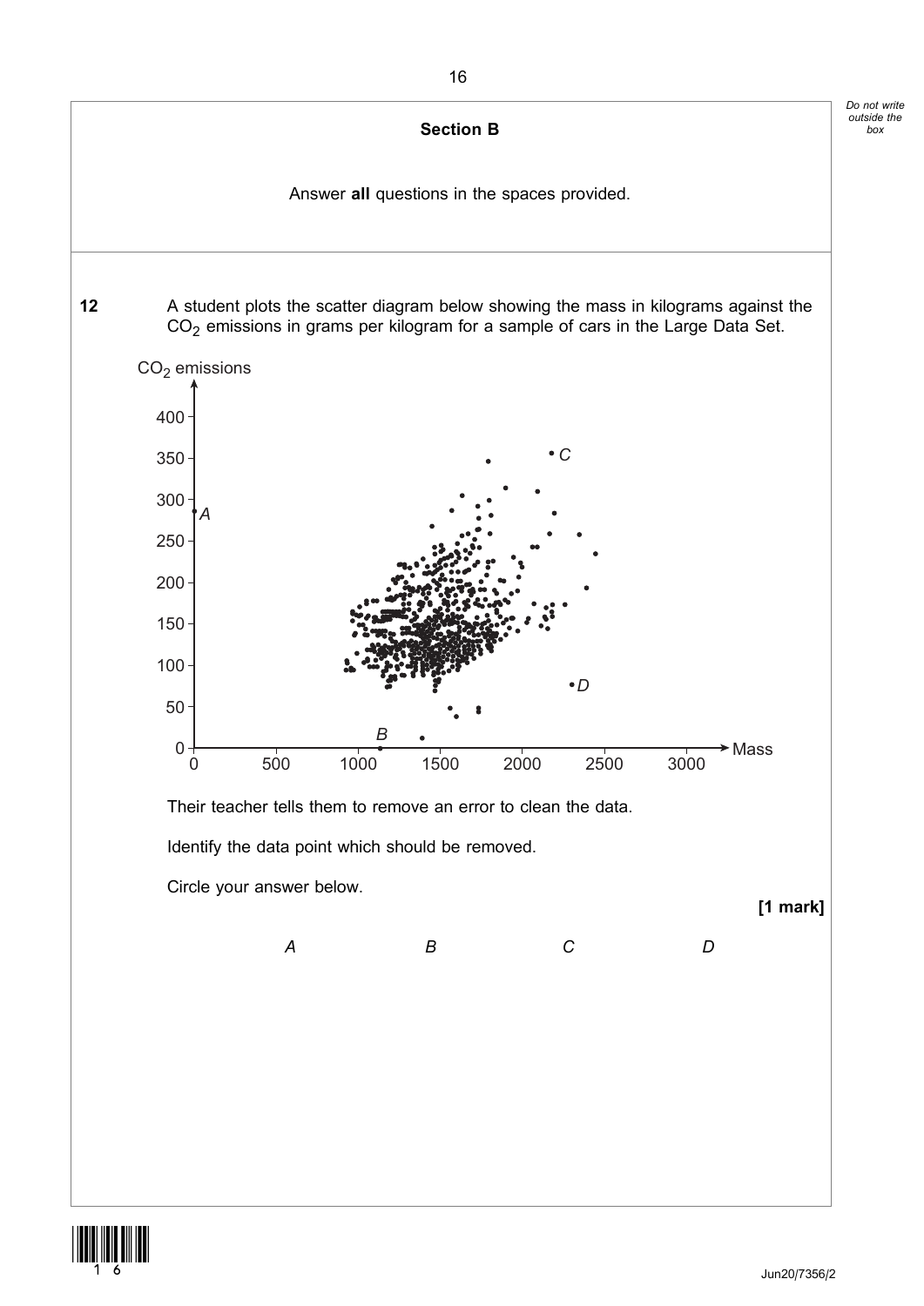## Section B

Answer **all** questions in the spaces provided.

**12** A student plots the scatter diagram below showing the mass in kilograms against the $CO_2$ emissions in grams per kilogram for a sample of cars in the Large Data Set.

Their teacher tells them to remove an error to clean the data.

Identify the data point which should be removed.

Circle your answer below.

**[1 mark]**

*A* *B* *C* *D*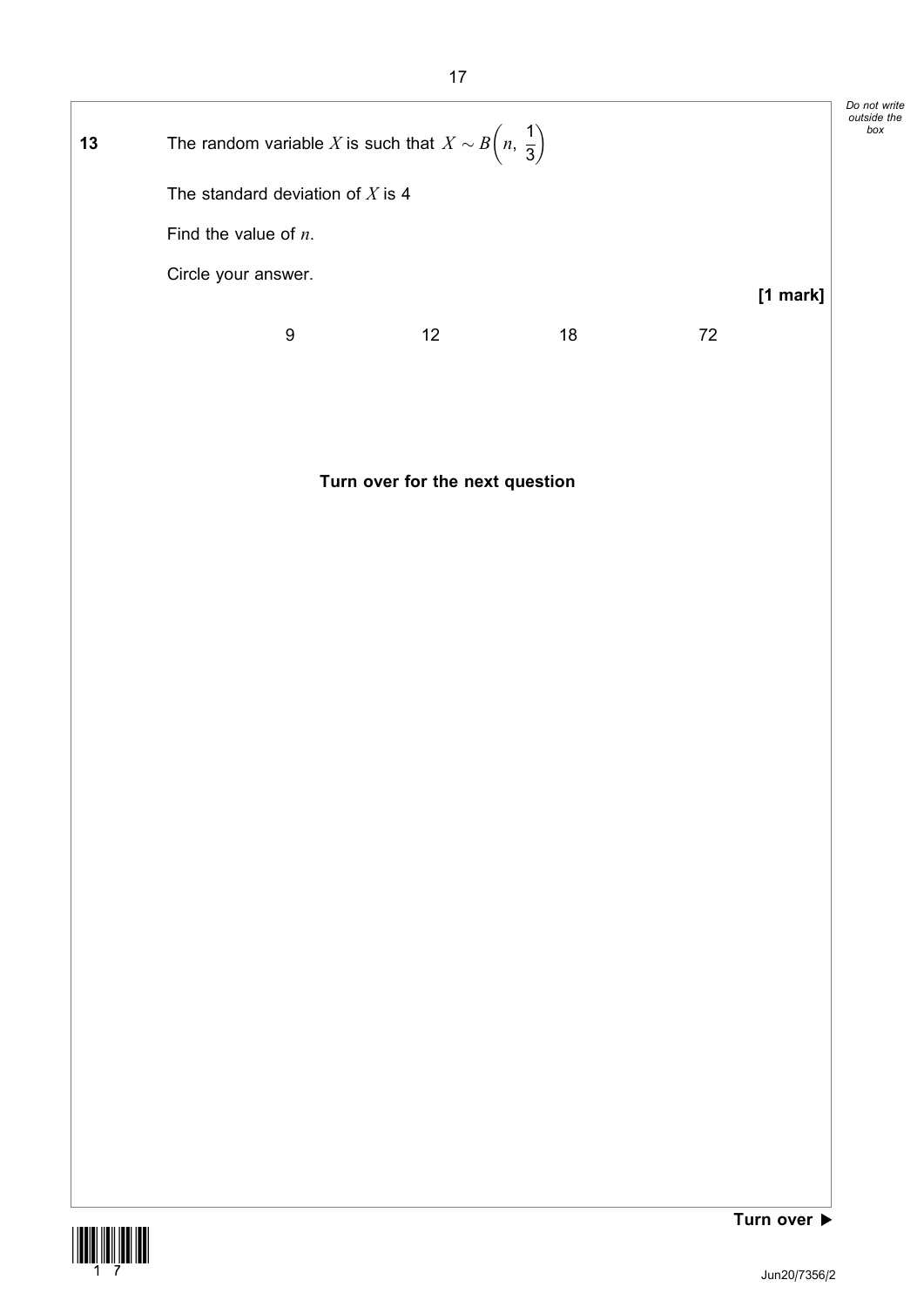**13** The random variable $X$ is such that $X \sim B\left(n, \frac{1}{3}\right)$

The standard deviation of $X$ is 4

Find the value of $n$.

Circle your answer.

**[1 mark]**

9 &emsp;&emsp;&emsp; 12 &emsp;&emsp;&emsp; 18 &emsp;&emsp;&emsp; 72

**Turn over for the next question**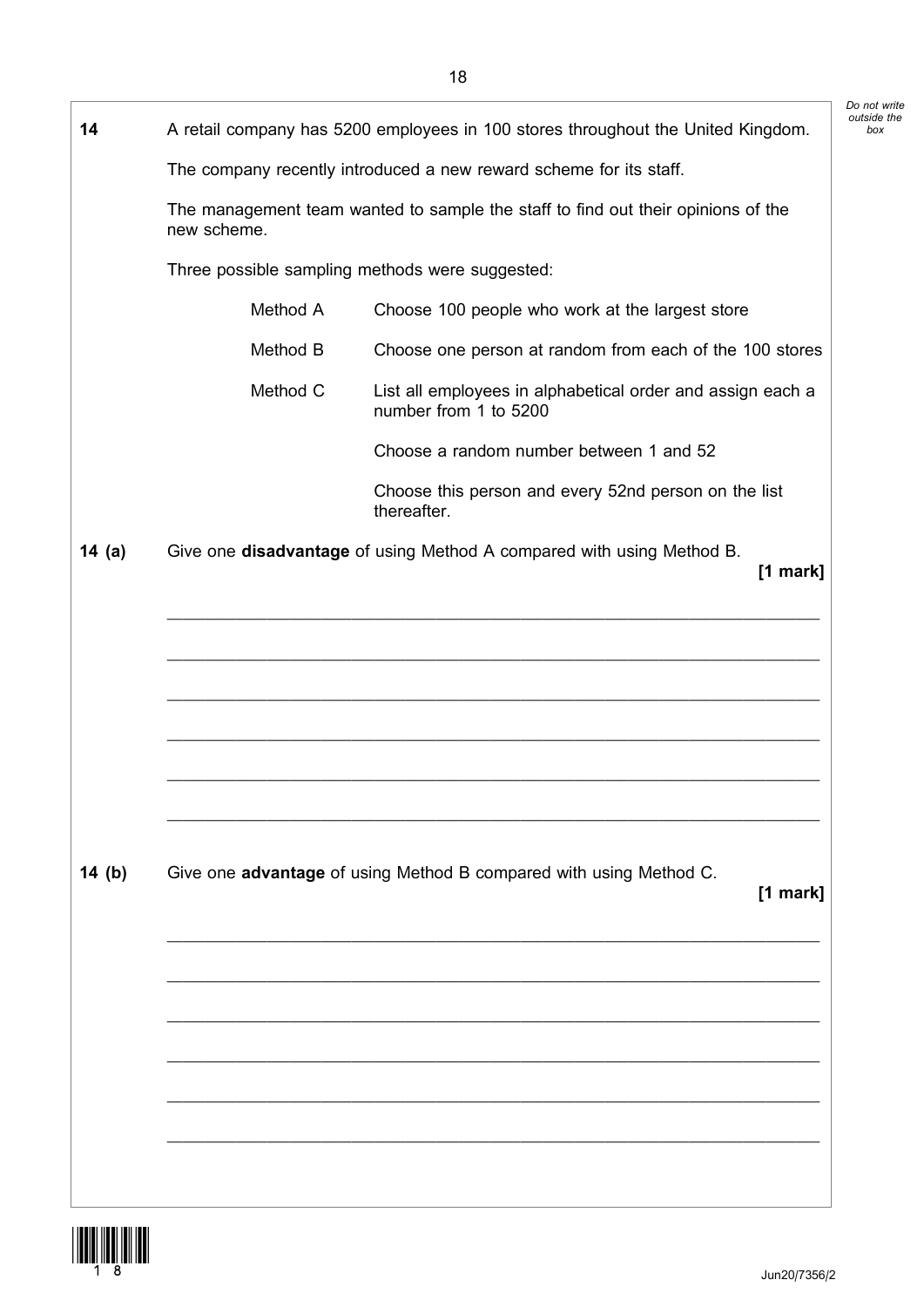**14** A retail company has 5200 employees in 100 stores throughout the United Kingdom.

The company recently introduced a new reward scheme for its staff.

The management team wanted to sample the staff to find out their opinions of the new scheme.

Three possible sampling methods were suggested:

| | |
|---|---|
| Method A | Choose 100 people who work at the largest store |
| Method B | Choose one person at random from each of the 100 stores |
| Method C | List all employees in alphabetical order and assign each a number from 1 to 5200 |
| | Choose a random number between 1 and 52 |
| | Choose this person and every 52nd person on the list thereafter. |

**14 (a)** Give one **disadvantage** of using Method A compared with using Method B.

**[1 mark]**

______________________________________________________________________

______________________________________________________________________

______________________________________________________________________

______________________________________________________________________

______________________________________________________________________

______________________________________________________________________

**14 (b)** Give one **advantage** of using Method B compared with using Method C.

**[1 mark]**

______________________________________________________________________

______________________________________________________________________

______________________________________________________________________

______________________________________________________________________

______________________________________________________________________

______________________________________________________________________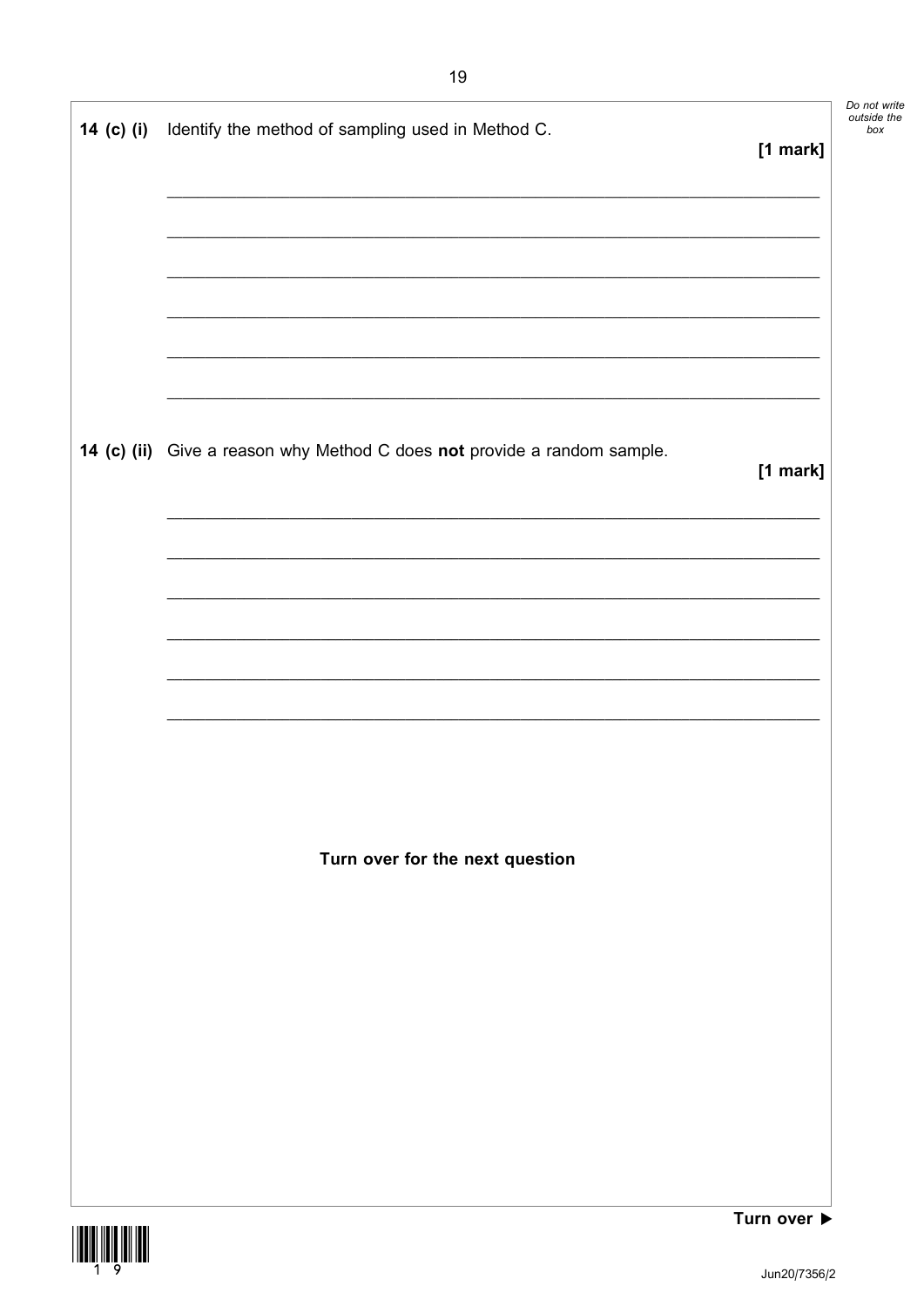**14 (c) (i)** Identify the method of sampling used in Method C.

**[1 mark]**

**14 (c) (ii)** Give a reason why Method C does **not** provide a random sample.

**[1 mark]**

**Turn over for the next question**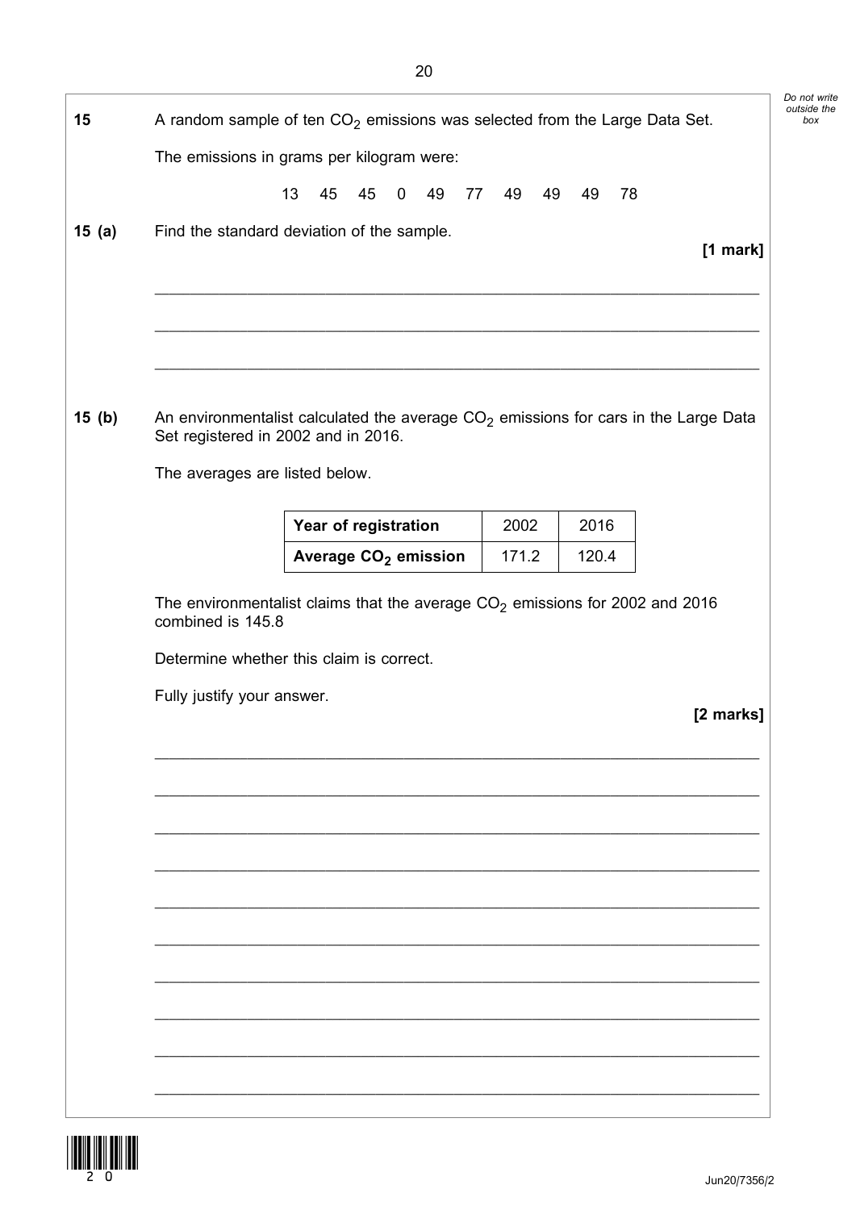**15** A random sample of ten $CO_2$ emissions was selected from the Large Data Set.

The emissions in grams per kilogram were:

13 45 45 0 49 77 49 49 49 78

**15 (a)** Find the standard deviation of the sample.

**[1 mark]**

**15 (b)** An environmentalist calculated the average $CO_2$ emissions for cars in the Large Data Set registered in 2002 and in 2016.

The averages are listed below.

| **Year of registration** | 2002 | 2016 |
|---|---|---|
| **Average $CO_2$ emission** | 171.2 | 120.4 |

The environmentalist claims that the average $CO_2$ emissions for 2002 and 2016 combined is 145.8

Determine whether this claim is correct.

Fully justify your answer.

**[2 marks]**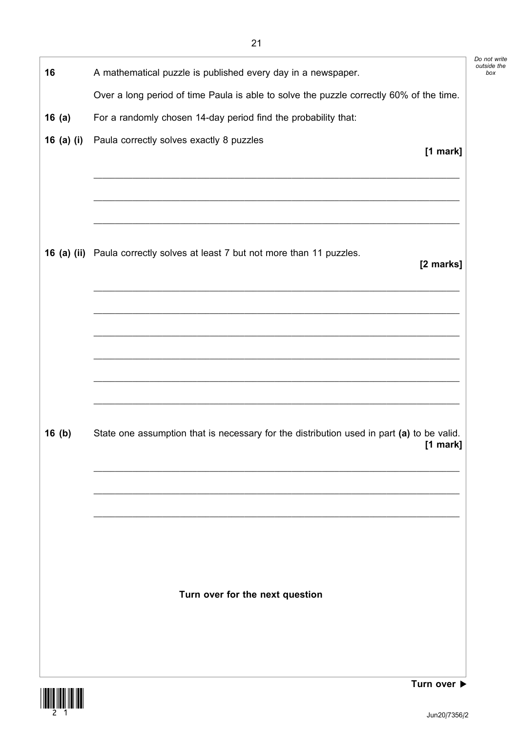**16** A mathematical puzzle is published every day in a newspaper.

Over a long period of time Paula is able to solve the puzzle correctly 60% of the time.

**16 (a)** For a randomly chosen 14-day period find the probability that:

**16 (a) (i)** Paula correctly solves exactly 8 puzzles

**[1 mark]**

**16 (a) (ii)** Paula correctly solves at least 7 but not more than 11 puzzles.

**[2 marks]**

**16 (b)** State one assumption that is necessary for the distribution used in part **(a)** to be valid.

**[1 mark]**

**Turn over for the next question**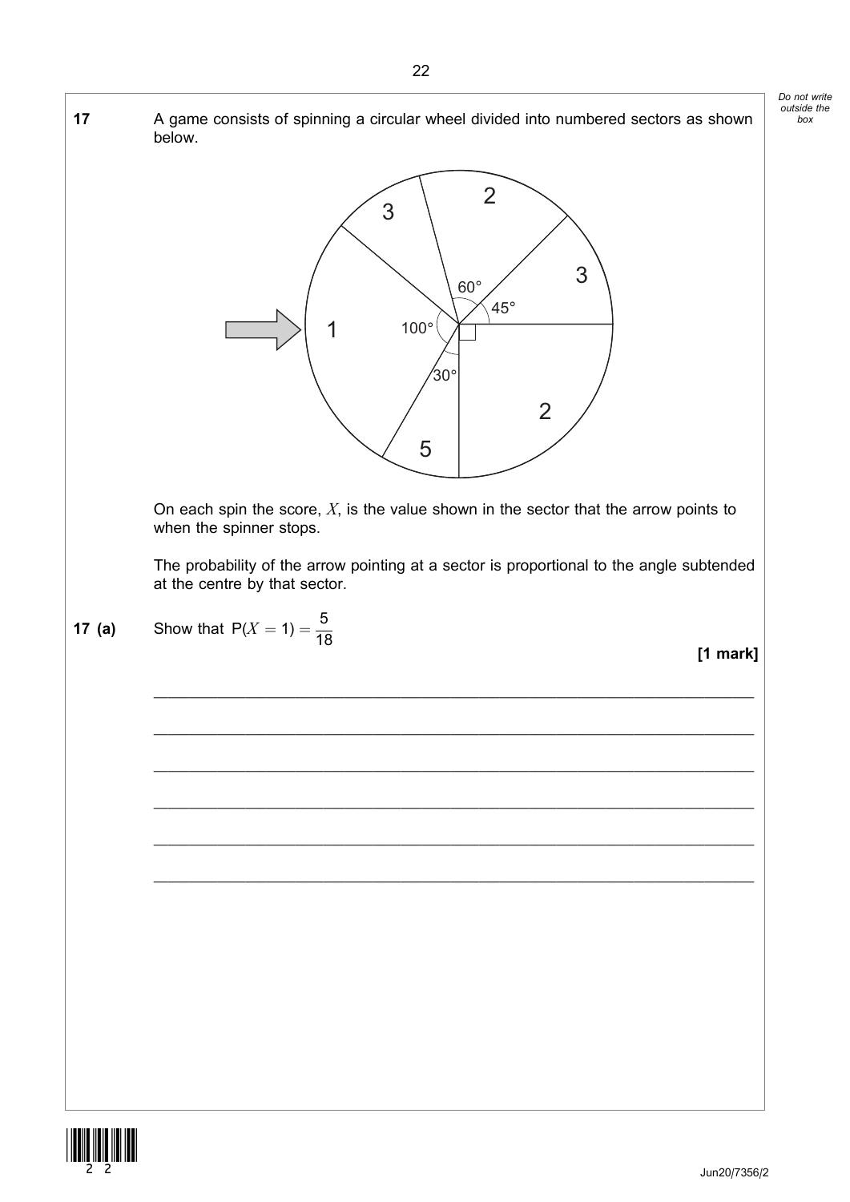**17** A game consists of spinning a circular wheel divided into numbered sectors as shown below.

On each spin the score, $X$, is the value shown in the sector that the arrow points to when the spinner stops.

The probability of the arrow pointing at a sector is proportional to the angle subtended at the centre by that sector.

**17 (a)** Show that $\text{P}(X = 1) = \dfrac{5}{18}$

**[1 mark]**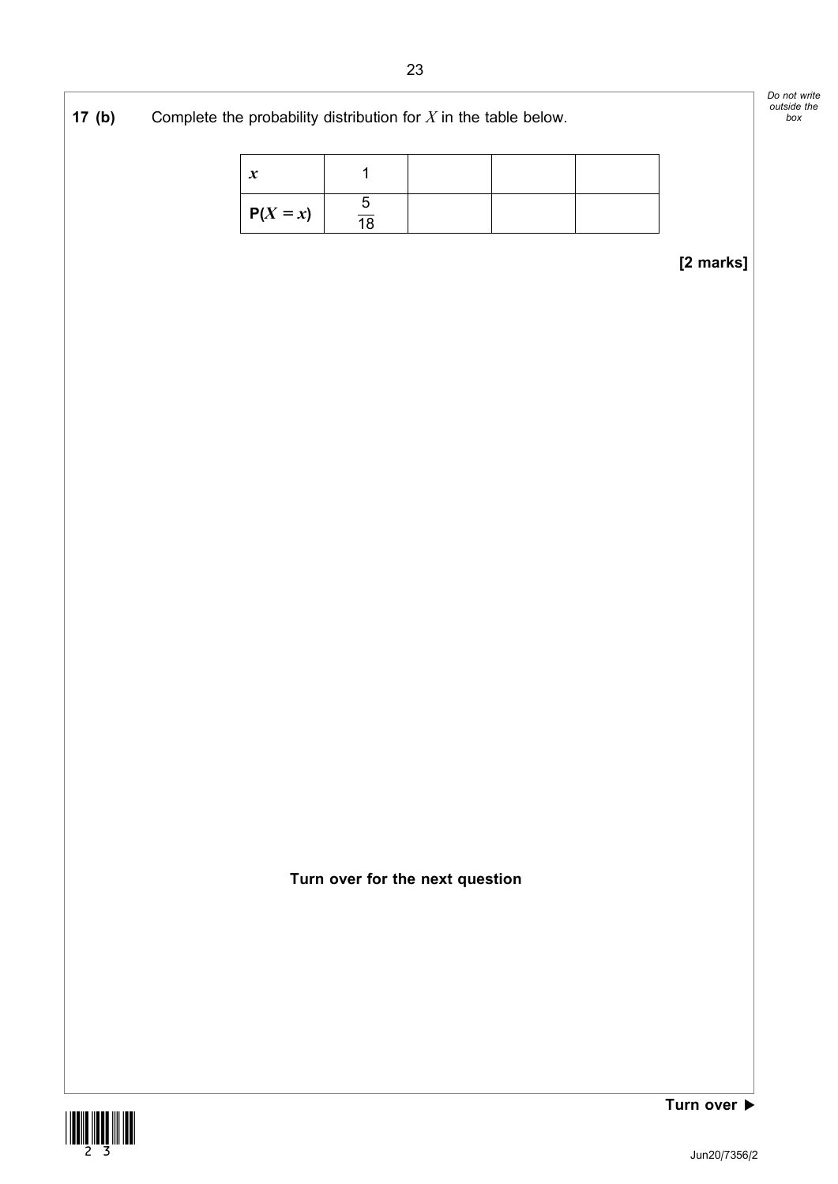**17 (b)** Complete the probability distribution for $X$ in the table below.

| $x$ | 1 | | | |
|---|---|---|---|---|
| $\mathrm{P}(X = x)$ | $\frac{5}{18}$ | | | |

**[2 marks]**

**Turn over for the next question**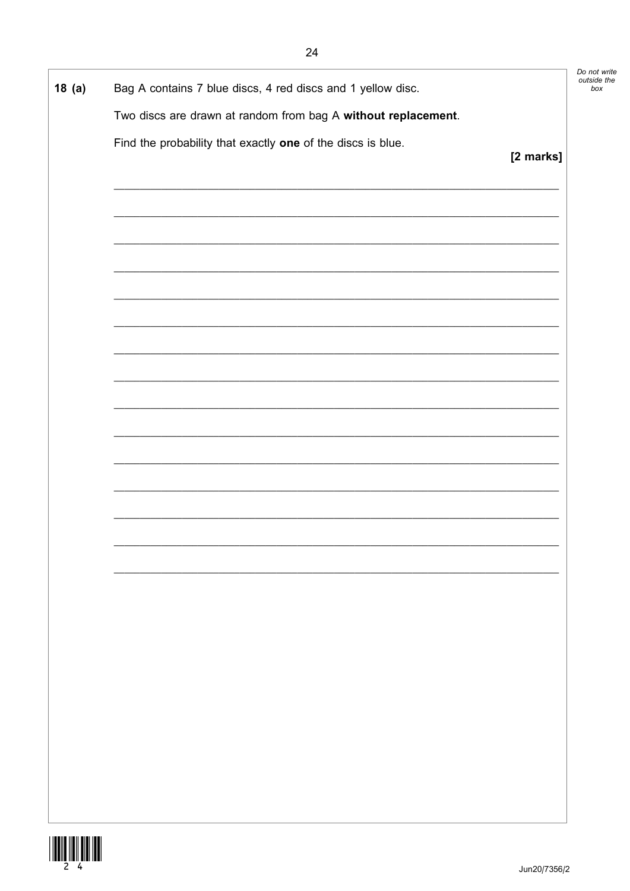**18 (a)** Bag A contains 7 blue discs, 4 red discs and 1 yellow disc.

Two discs are drawn at random from bag A **without replacement**.

Find the probability that exactly **one** of the discs is blue.

**[2 marks]**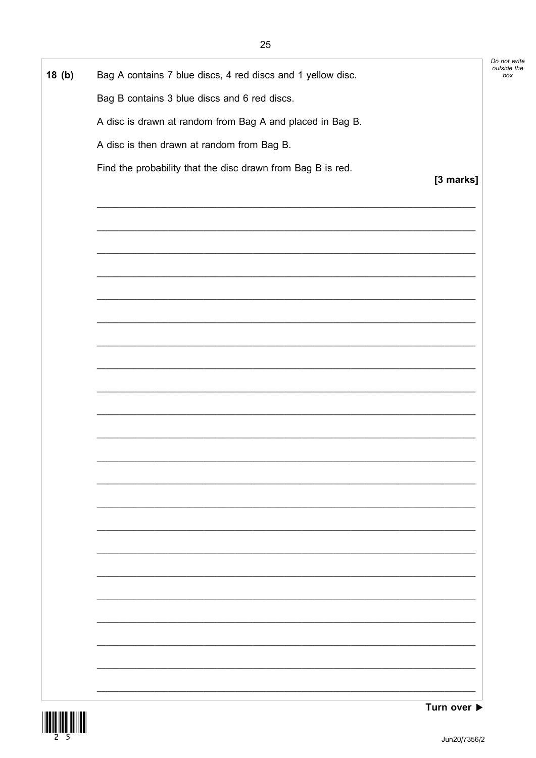**18 (b)** Bag A contains 7 blue discs, 4 red discs and 1 yellow disc.

Bag B contains 3 blue discs and 6 red discs.

A disc is drawn at random from Bag A and placed in Bag B.

A disc is then drawn at random from Bag B.

Find the probability that the disc drawn from Bag B is red.

**[3 marks]**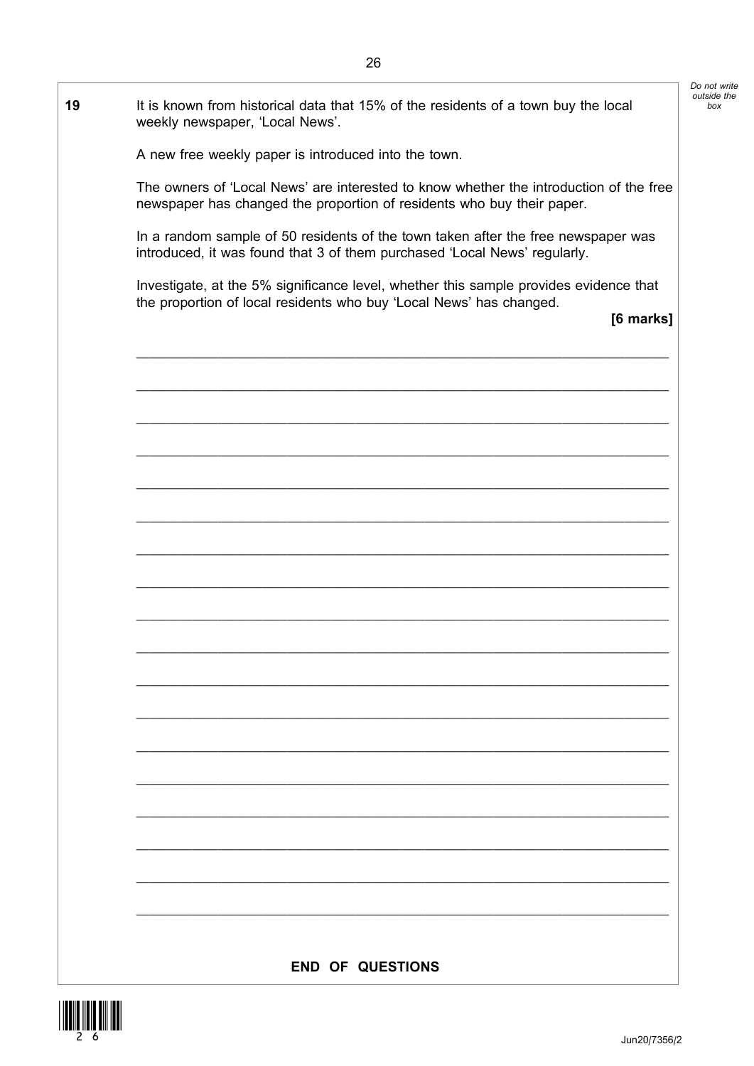**19** It is known from historical data that 15% of the residents of a town buy the local weekly newspaper, 'Local News'.

A new free weekly paper is introduced into the town.

The owners of 'Local News' are interested to know whether the introduction of the free newspaper has changed the proportion of residents who buy their paper.

In a random sample of 50 residents of the town taken after the free newspaper was introduced, it was found that 3 of them purchased 'Local News' regularly.

Investigate, at the 5% significance level, whether this sample provides evidence that the proportion of local residents who buy 'Local News' has changed.

**[6 marks]**

**END OF QUESTIONS**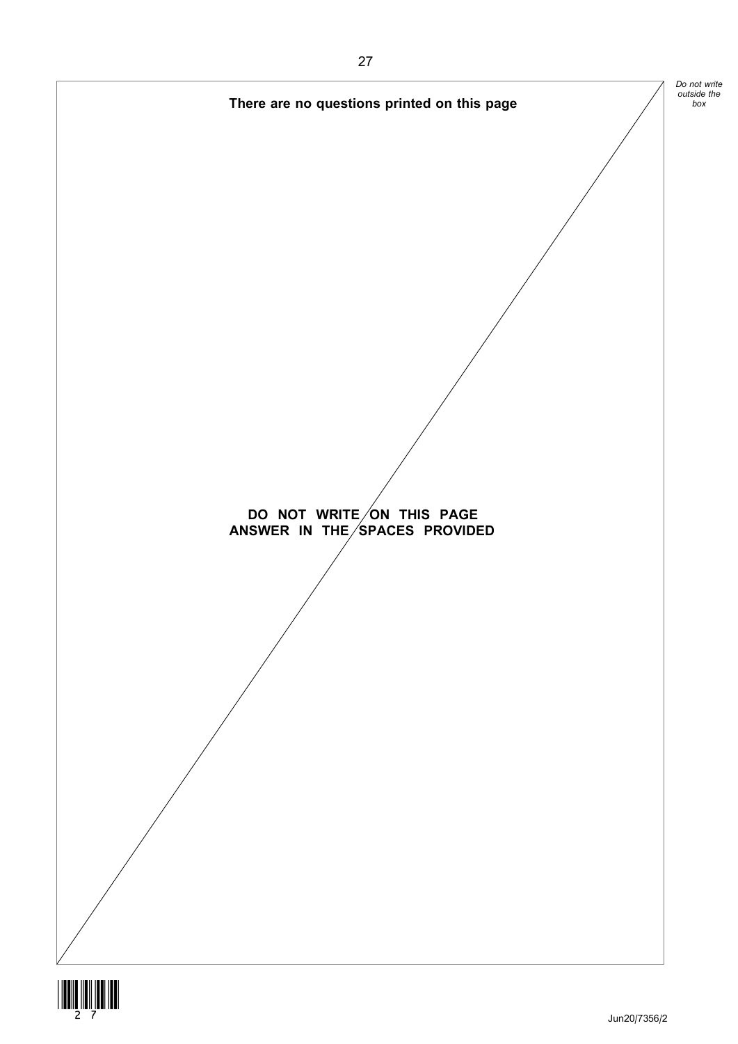**There are no questions printed on this page**

**DO NOT WRITE ON THIS PAGE**
**ANSWER IN THE SPACES PROVIDED**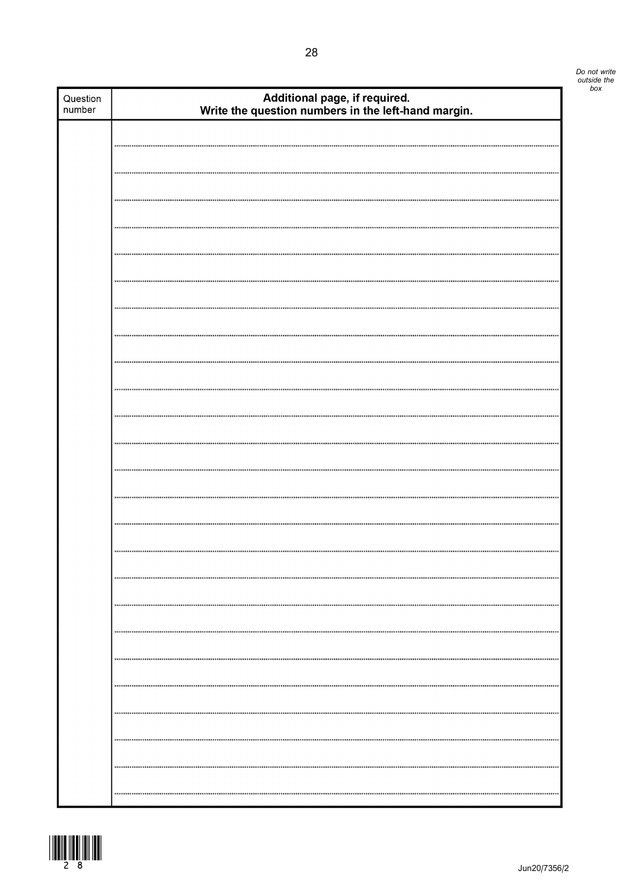| Question number | Additional page, if required. Write the question numbers in the left-hand margin. |
| --- | --- |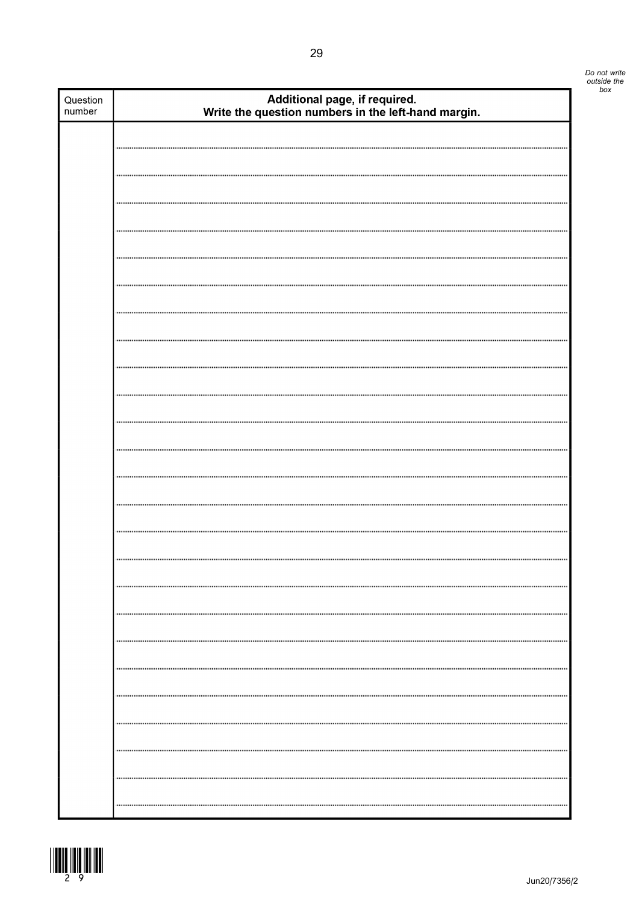| Question number | Additional page, if required. Write the question numbers in the left-hand margin. |
| --- | --- |
| | |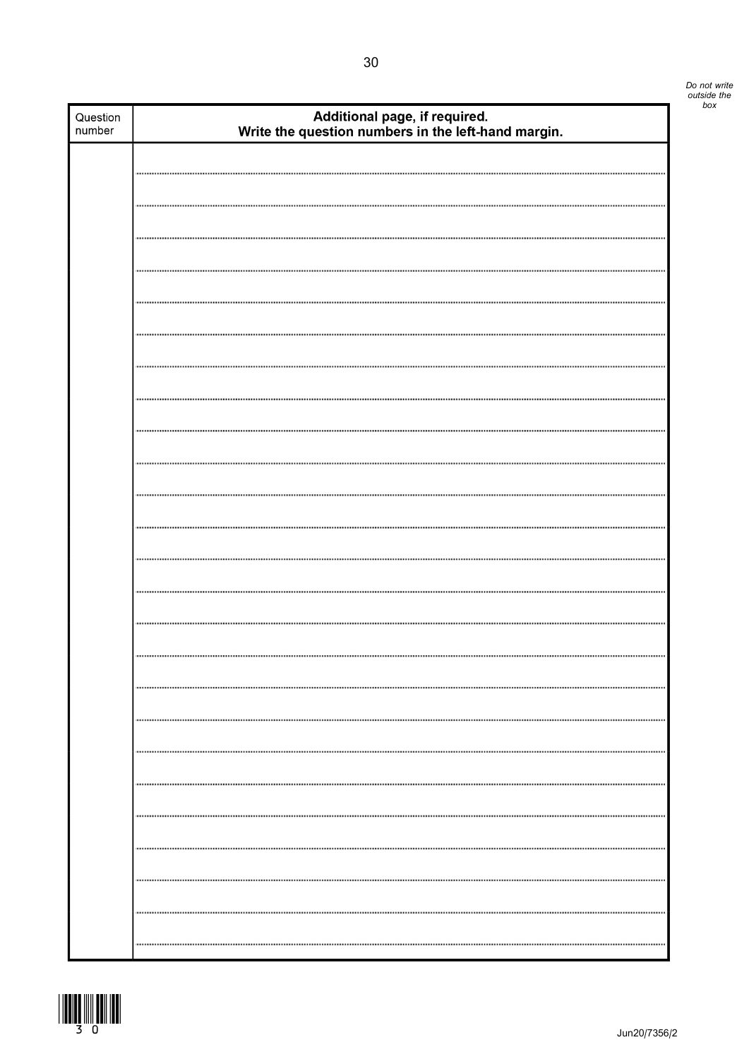| Question number | Additional page, if required. Write the question numbers in the left-hand margin. |
| --- | --- |
| | |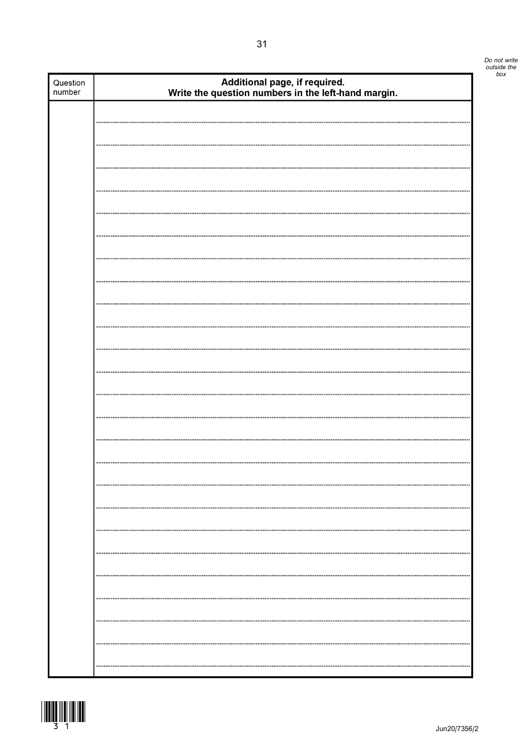| Question number | Additional page, if required. Write the question numbers in the left-hand margin. |
|---|---|
| | |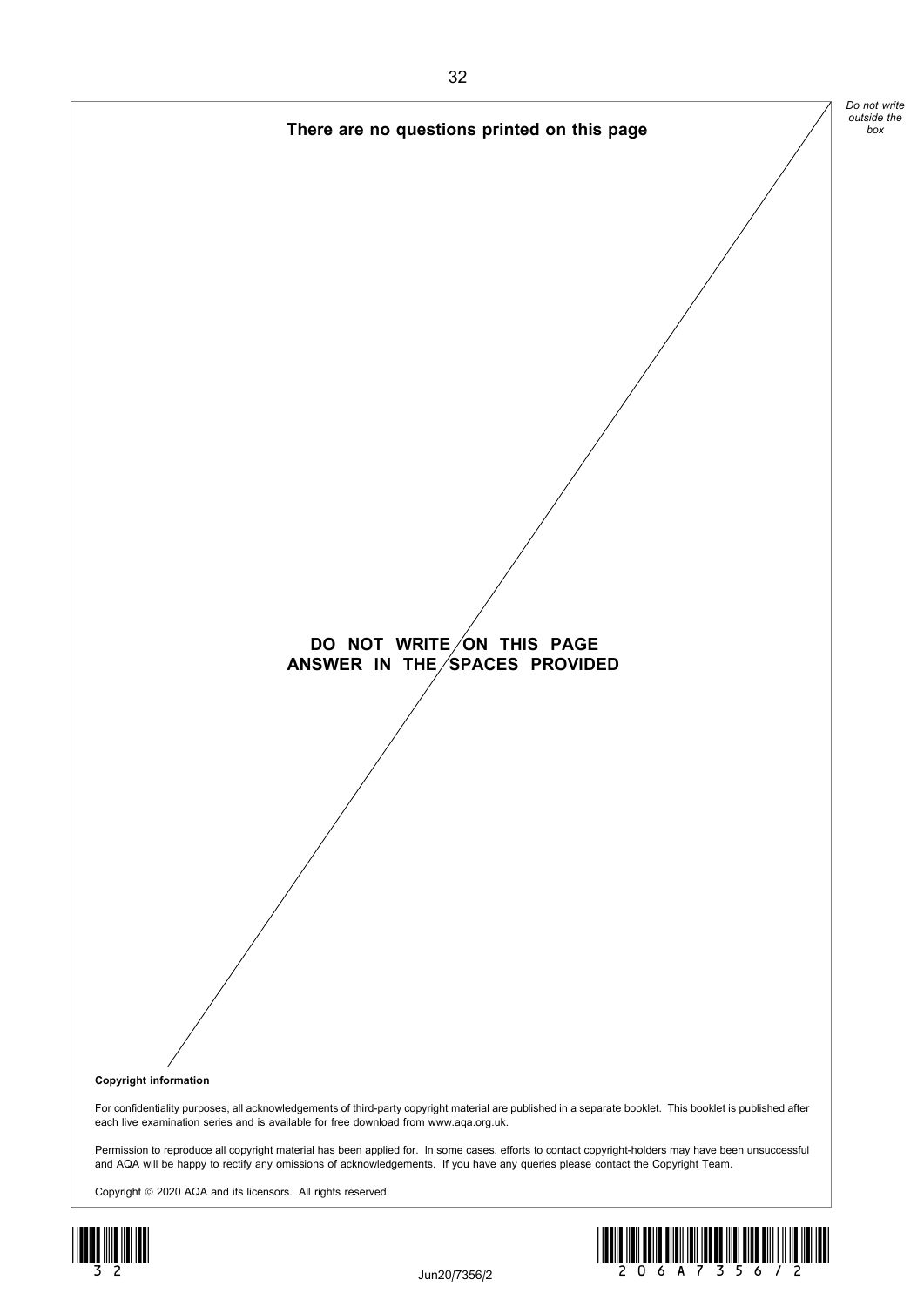**There are no questions printed on this page**

**DO NOT WRITE ON THIS PAGE**
**ANSWER IN THE SPACES PROVIDED**

**Copyright information**

For confidentiality purposes, all acknowledgements of third-party copyright material are published in a separate booklet. This booklet is published after each live examination series and is available for free download from www.aqa.org.uk.

Permission to reproduce all copyright material has been applied for. In some cases, efforts to contact copyright-holders may have been unsuccessful and AQA will be happy to rectify any omissions of acknowledgements. If you have any queries please contact the Copyright Team.

Copyright © 2020 AQA and its licensors. All rights reserved.